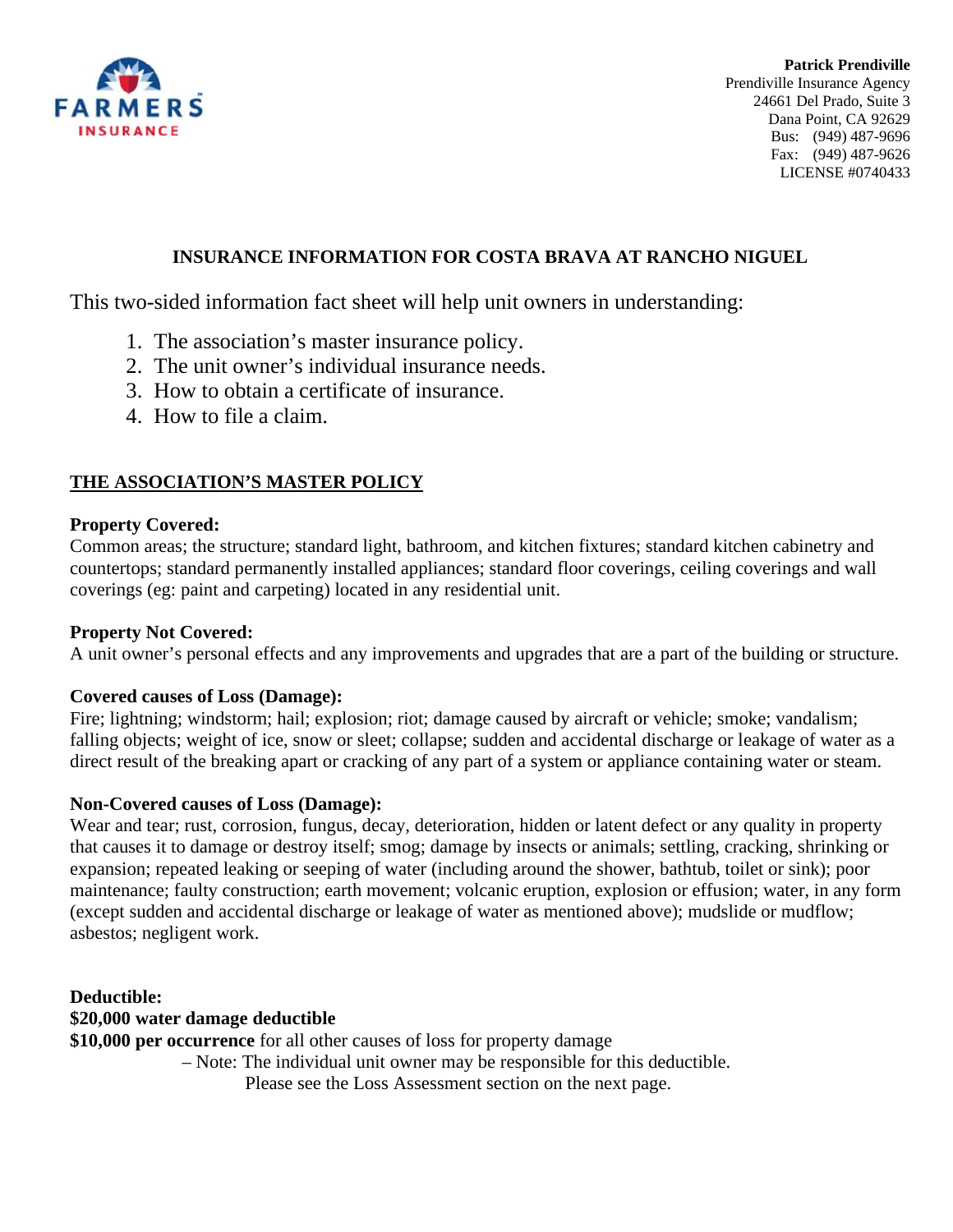FARMERS INSURANCE

**Patrick Prendiville**
Prendiville Insurance Agency
24661 Del Prado, Suite 3
Dana Point, CA 92629
Bus: (949) 487-9696
Fax: (949) 487-9626
LICENSE #0740433

## INSURANCE INFORMATION FOR COSTA BRAVA AT RANCHO NIGUEL

This two-sided information fact sheet will help unit owners in understanding:

1. The association's master insurance policy.
2. The unit owner's individual insurance needs.
3. How to obtain a certificate of insurance.
4. How to file a claim.

### THE ASSOCIATION'S MASTER POLICY

**Property Covered:**
Common areas; the structure; standard light, bathroom, and kitchen fixtures; standard kitchen cabinetry and countertops; standard permanently installed appliances; standard floor coverings, ceiling coverings and wall coverings (eg: paint and carpeting) located in any residential unit.

**Property Not Covered:**
A unit owner's personal effects and any improvements and upgrades that are a part of the building or structure.

**Covered causes of Loss (Damage):**
Fire; lightning; windstorm; hail; explosion; riot; damage caused by aircraft or vehicle; smoke; vandalism; falling objects; weight of ice, snow or sleet; collapse; sudden and accidental discharge or leakage of water as a direct result of the breaking apart or cracking of any part of a system or appliance containing water or steam.

**Non-Covered causes of Loss (Damage):**
Wear and tear; rust, corrosion, fungus, decay, deterioration, hidden or latent defect or any quality in property that causes it to damage or destroy itself; smog; damage by insects or animals; settling, cracking, shrinking or expansion; repeated leaking or seeping of water (including around the shower, bathtub, toilet or sink); poor maintenance; faulty construction; earth movement; volcanic eruption, explosion or effusion; water, in any form (except sudden and accidental discharge or leakage of water as mentioned above); mudslide or mudflow; asbestos; negligent work.

**Deductible:**
**$20,000 water damage deductible**
**$10,000 per occurrence** for all other causes of loss for property damage
– Note: The individual unit owner may be responsible for this deductible. Please see the Loss Assessment section on the next page.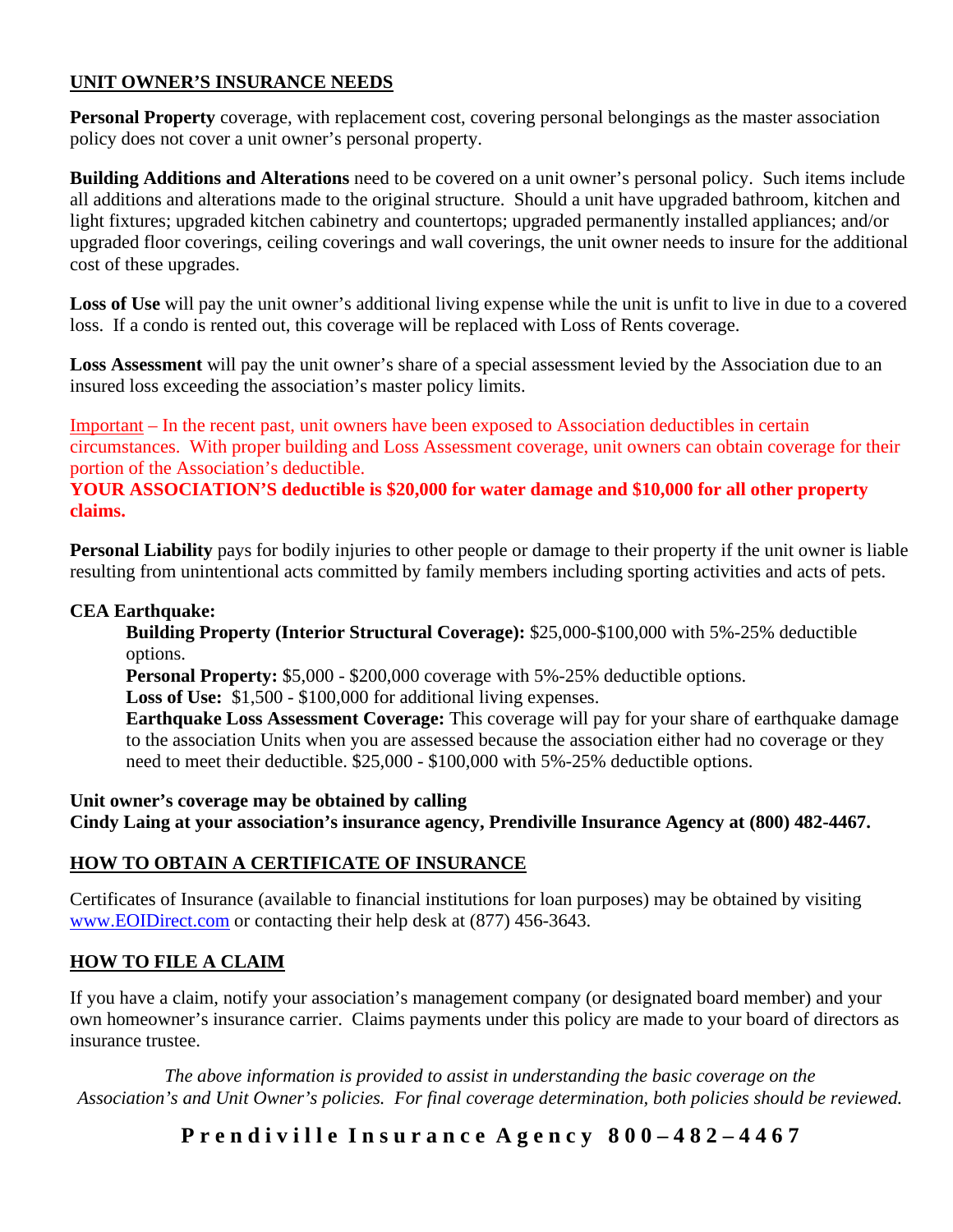## UNIT OWNER'S INSURANCE NEEDS

**Personal Property** coverage, with replacement cost, covering personal belongings as the master association policy does not cover a unit owner's personal property.

**Building Additions and Alterations** need to be covered on a unit owner's personal policy. Such items include all additions and alterations made to the original structure. Should a unit have upgraded bathroom, kitchen and light fixtures; upgraded kitchen cabinetry and countertops; upgraded permanently installed appliances; and/or upgraded floor coverings, ceiling coverings and wall coverings, the unit owner needs to insure for the additional cost of these upgrades.

**Loss of Use** will pay the unit owner's additional living expense while the unit is unfit to live in due to a covered loss. If a condo is rented out, this coverage will be replaced with Loss of Rents coverage.

**Loss Assessment** will pay the unit owner's share of a special assessment levied by the Association due to an insured loss exceeding the association's master policy limits.

Important – In the recent past, unit owners have been exposed to Association deductibles in certain circumstances. With proper building and Loss Assessment coverage, unit owners can obtain coverage for their portion of the Association's deductible.
**YOUR ASSOCIATION'S deductible is $20,000 for water damage and $10,000 for all other property claims.**

**Personal Liability** pays for bodily injuries to other people or damage to their property if the unit owner is liable resulting from unintentional acts committed by family members including sporting activities and acts of pets.

**CEA Earthquake:**

- **Building Property (Interior Structural Coverage):** $25,000-$100,000 with 5%-25% deductible options.
- **Personal Property:** $5,000 - $200,000 coverage with 5%-25% deductible options.
- **Loss of Use:** $1,500 - $100,000 for additional living expenses.
- **Earthquake Loss Assessment Coverage:** This coverage will pay for your share of earthquake damage to the association Units when you are assessed because the association either had no coverage or they need to meet their deductible. $25,000 - $100,000 with 5%-25% deductible options.

**Unit owner's coverage may be obtained by calling**
**Cindy Laing at your association's insurance agency, Prendiville Insurance Agency at (800) 482-4467.**

## HOW TO OBTAIN A CERTIFICATE OF INSURANCE

Certificates of Insurance (available to financial institutions for loan purposes) may be obtained by visiting www.EOIDirect.com or contacting their help desk at (877) 456-3643.

## HOW TO FILE A CLAIM

If you have a claim, notify your association's management company (or designated board member) and your own homeowner's insurance carrier. Claims payments under this policy are made to your board of directors as insurance trustee.

*The above information is provided to assist in understanding the basic coverage on the Association's and Unit Owner's policies. For final coverage determination, both policies should be reviewed.*

**Prendiville Insurance Agency 800–482–4467**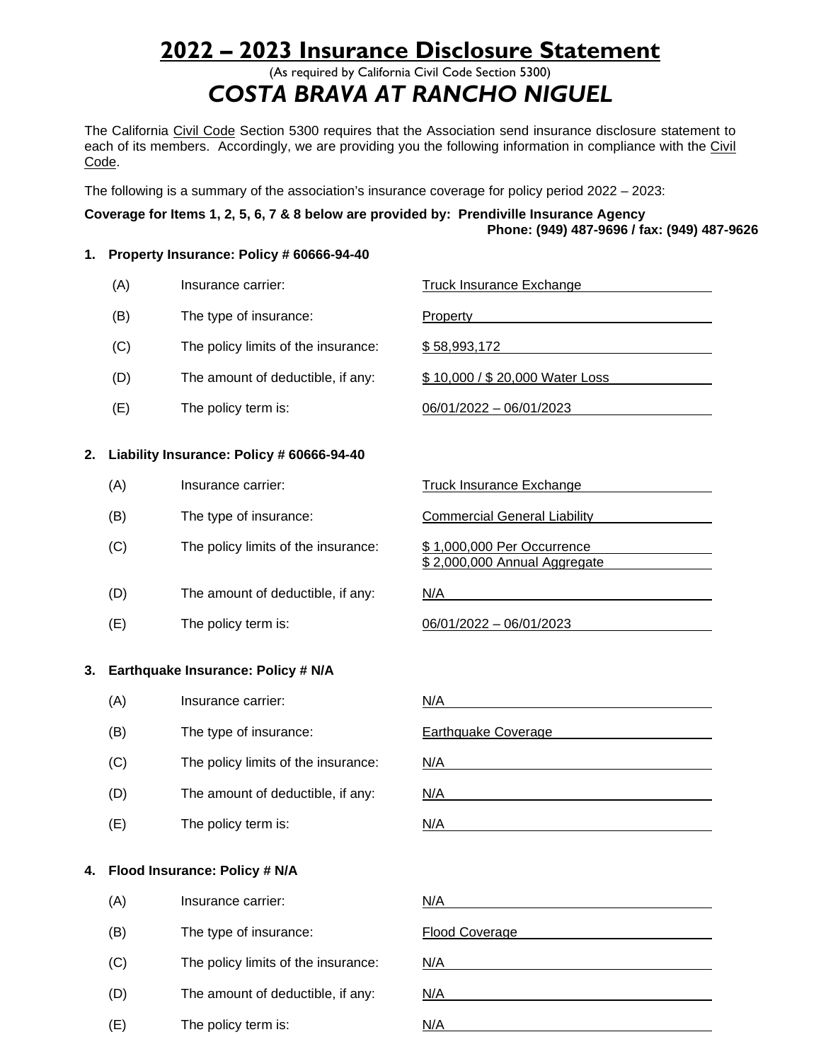# 2022 – 2023 Insurance Disclosure Statement

(As required by California Civil Code Section 5300)

## *COSTA BRAVA AT RANCHO NIGUEL*

The California Civil Code Section 5300 requires that the Association send insurance disclosure statement to each of its members. Accordingly, we are providing you the following information in compliance with the Civil Code.

The following is a summary of the association's insurance coverage for policy period 2022 – 2023:

**Coverage for Items 1, 2, 5, 6, 7 & 8 below are provided by: Prendiville Insurance Agency**
**Phone: (949) 487-9696 / fax: (949) 487-9626**

**1. Property Insurance: Policy # 60666-94-40**

| | | |
|---|---|---|
| (A) | Insurance carrier: | Truck Insurance Exchange |
| (B) | The type of insurance: | Property |
| (C) | The policy limits of the insurance: | $ 58,993,172 |
| (D) | The amount of deductible, if any: | $ 10,000 / $ 20,000 Water Loss |
| (E) | The policy term is: | 06/01/2022 – 06/01/2023 |

**2. Liability Insurance: Policy # 60666-94-40**

| | | |
|---|---|---|
| (A) | Insurance carrier: | Truck Insurance Exchange |
| (B) | The type of insurance: | Commercial General Liability |
| (C) | The policy limits of the insurance: | $ 1,000,000 Per Occurrence<br>$ 2,000,000 Annual Aggregate |
| (D) | The amount of deductible, if any: | N/A |
| (E) | The policy term is: | 06/01/2022 – 06/01/2023 |

**3. Earthquake Insurance: Policy # N/A**

| | | |
|---|---|---|
| (A) | Insurance carrier: | N/A |
| (B) | The type of insurance: | Earthquake Coverage |
| (C) | The policy limits of the insurance: | N/A |
| (D) | The amount of deductible, if any: | N/A |
| (E) | The policy term is: | N/A |

**4. Flood Insurance: Policy # N/A**

| | | |
|---|---|---|
| (A) | Insurance carrier: | N/A |
| (B) | The type of insurance: | Flood Coverage |
| (C) | The policy limits of the insurance: | N/A |
| (D) | The amount of deductible, if any: | N/A |
| (E) | The policy term is: | N/A |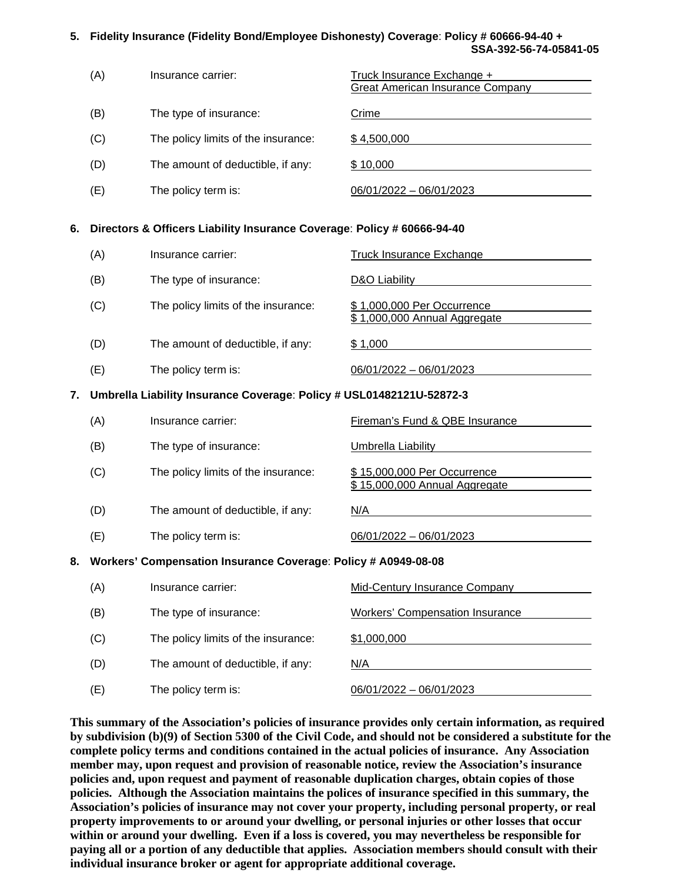**5. Fidelity Insurance (Fidelity Bond/Employee Dishonesty) Coverage**: **Policy # 60666-94-40 + SSA-392-56-74-05841-05**

| | | |
|---|---|---|
| (A) | Insurance carrier: | Truck Insurance Exchange + Great American Insurance Company |
| (B) | The type of insurance: | Crime |
| (C) | The policy limits of the insurance: | $ 4,500,000 |
| (D) | The amount of deductible, if any: | $ 10,000 |
| (E) | The policy term is: | 06/01/2022 – 06/01/2023 |

**6. Directors & Officers Liability Insurance Coverage**: **Policy # 60666-94-40**

| | | |
|---|---|---|
| (A) | Insurance carrier: | Truck Insurance Exchange |
| (B) | The type of insurance: | D&O Liability |
| (C) | The policy limits of the insurance: | $ 1,000,000 Per Occurrence<br>$ 1,000,000 Annual Aggregate |
| (D) | The amount of deductible, if any: | $ 1,000 |
| (E) | The policy term is: | 06/01/2022 – 06/01/2023 |

**7. Umbrella Liability Insurance Coverage**: **Policy # USL01482121U-52872-3**

| | | |
|---|---|---|
| (A) | Insurance carrier: | Fireman's Fund & QBE Insurance |
| (B) | The type of insurance: | Umbrella Liability |
| (C) | The policy limits of the insurance: | $ 15,000,000 Per Occurrence<br>$ 15,000,000 Annual Aggregate |
| (D) | The amount of deductible, if any: | N/A |
| (E) | The policy term is: | 06/01/2022 – 06/01/2023 |

**8. Workers' Compensation Insurance Coverage**: **Policy # A0949-08-08**

| | | |
|---|---|---|
| (A) | Insurance carrier: | Mid-Century Insurance Company |
| (B) | The type of insurance: | Workers' Compensation Insurance |
| (C) | The policy limits of the insurance: | $1,000,000 |
| (D) | The amount of deductible, if any: | N/A |
| (E) | The policy term is: | 06/01/2022 – 06/01/2023 |

**This summary of the Association's policies of insurance provides only certain information, as required by subdivision (b)(9) of Section 5300 of the Civil Code, and should not be considered a substitute for the complete policy terms and conditions contained in the actual policies of insurance. Any Association member may, upon request and provision of reasonable notice, review the Association's insurance policies and, upon request and payment of reasonable duplication charges, obtain copies of those policies. Although the Association maintains the polices of insurance specified in this summary, the Association's policies of insurance may not cover your property, including personal property, or real property improvements to or around your dwelling, or personal injuries or other losses that occur within or around your dwelling. Even if a loss is covered, you may nevertheless be responsible for paying all or a portion of any deductible that applies. Association members should consult with their individual insurance broker or agent for appropriate additional coverage.**